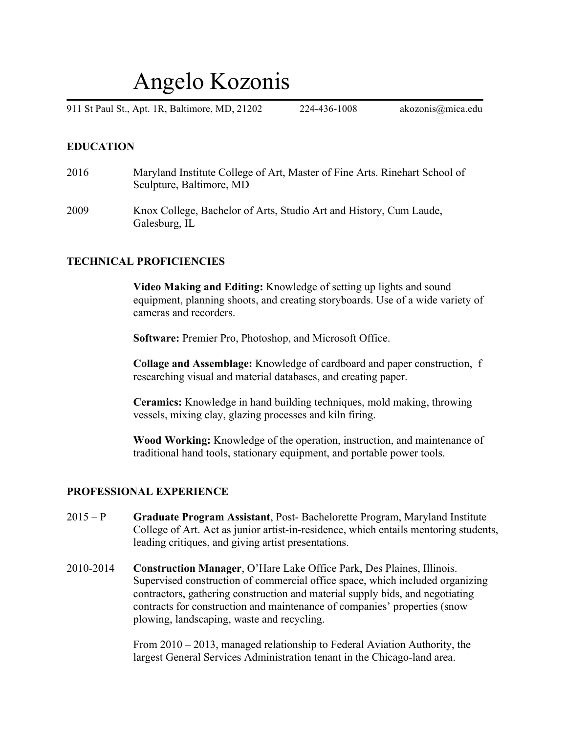# Angelo Kozonis

911 St Paul St., Apt. 1R, Baltimore, MD, 21202 224-436-1008 akozonis@mica.edu

## EDUCATION

2016 Maryland Institute College of Art, Master of Fine Arts. Rinehart School of Sculpture, Baltimore, MD

2009 Knox College, Bachelor of Arts, Studio Art and History, Cum Laude, Galesburg, IL

## TECHNICAL PROFICIENCIES

**Video Making and Editing:** Knowledge of setting up lights and sound equipment, planning shoots, and creating storyboards. Use of a wide variety of cameras and recorders.

**Software:** Premier Pro, Photoshop, and Microsoft Office.

**Collage and Assemblage:** Knowledge of cardboard and paper construction, f researching visual and material databases, and creating paper.

**Ceramics:** Knowledge in hand building techniques, mold making, throwing vessels, mixing clay, glazing processes and kiln firing.

**Wood Working:** Knowledge of the operation, instruction, and maintenance of traditional hand tools, stationary equipment, and portable power tools.

## PROFESSIONAL EXPERIENCE

2015 – P **Graduate Program Assistant**, Post- Bachelorette Program, Maryland Institute College of Art. Act as junior artist-in-residence, which entails mentoring students, leading critiques, and giving artist presentations.

2010-2014 **Construction Manager**, O'Hare Lake Office Park, Des Plaines, Illinois. Supervised construction of commercial office space, which included organizing contractors, gathering construction and material supply bids, and negotiating contracts for construction and maintenance of companies' properties (snow plowing, landscaping, waste and recycling.

From 2010 – 2013, managed relationship to Federal Aviation Authority, the largest General Services Administration tenant in the Chicago-land area.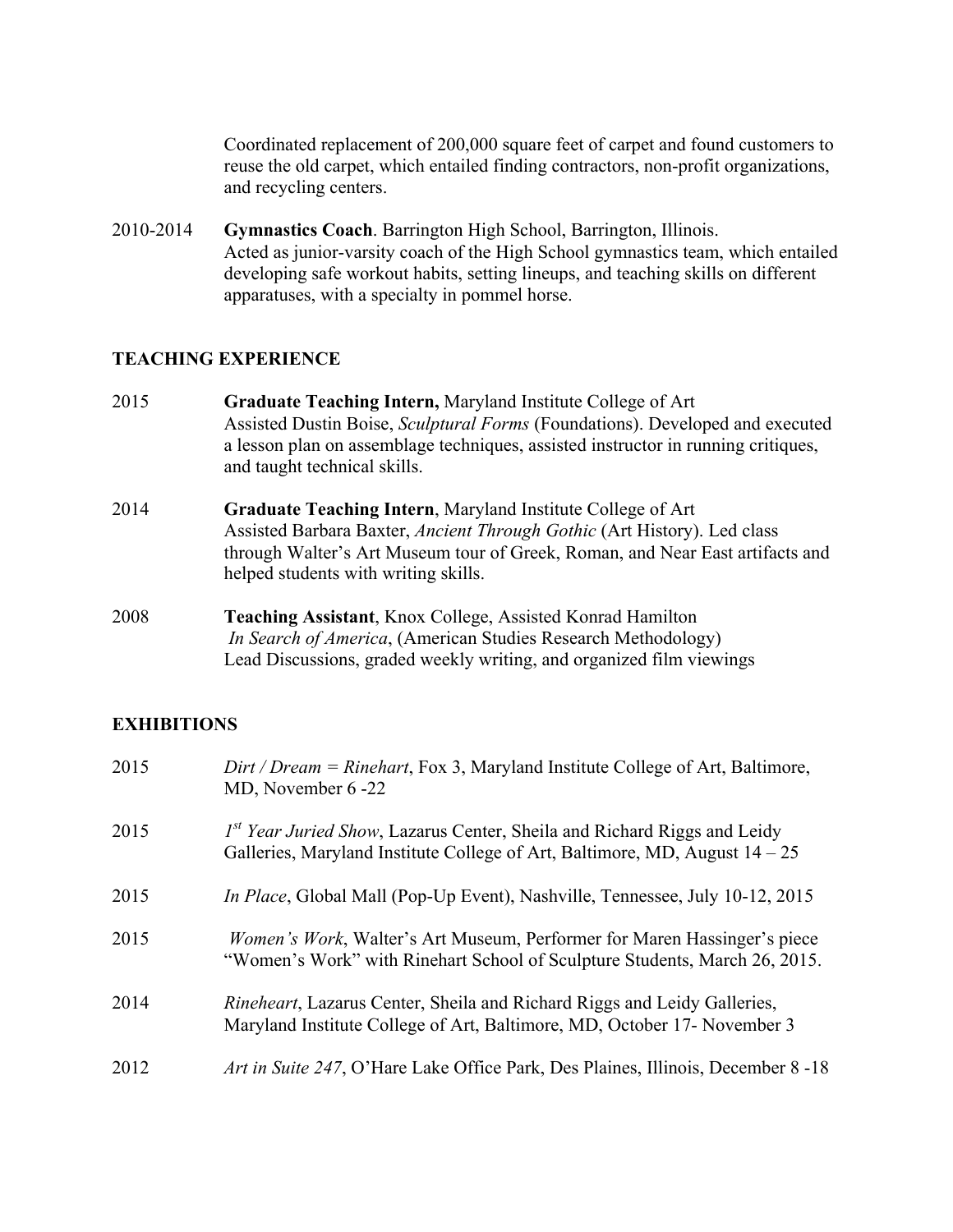Coordinated replacement of 200,000 square feet of carpet and found customers to reuse the old carpet, which entailed finding contractors, non-profit organizations, and recycling centers.

2010-2014 **Gymnastics Coach**. Barrington High School, Barrington, Illinois.
Acted as junior-varsity coach of the High School gymnastics team, which entailed developing safe workout habits, setting lineups, and teaching skills on different apparatuses, with a specialty in pommel horse.

## TEACHING EXPERIENCE

2015 **Graduate Teaching Intern,** Maryland Institute College of Art
Assisted Dustin Boise, *Sculptural Forms* (Foundations). Developed and executed a lesson plan on assemblage techniques, assisted instructor in running critiques, and taught technical skills.

2014 **Graduate Teaching Intern**, Maryland Institute College of Art
Assisted Barbara Baxter, *Ancient Through Gothic* (Art History). Led class through Walter's Art Museum tour of Greek, Roman, and Near East artifacts and helped students with writing skills.

2008 **Teaching Assistant**, Knox College, Assisted Konrad Hamilton
*In Search of America*, (American Studies Research Methodology)
Lead Discussions, graded weekly writing, and organized film viewings

## EXHIBITIONS

2015 *Dirt / Dream = Rinehart*, Fox 3, Maryland Institute College of Art, Baltimore, MD, November 6 -22

2015 *1st Year Juried Show*, Lazarus Center, Sheila and Richard Riggs and Leidy Galleries, Maryland Institute College of Art, Baltimore, MD, August 14 – 25

2015 *In Place*, Global Mall (Pop-Up Event), Nashville, Tennessee, July 10-12, 2015

2015 *Women's Work*, Walter's Art Museum, Performer for Maren Hassinger's piece "Women's Work" with Rinehart School of Sculpture Students, March 26, 2015.

2014 *Rineheart*, Lazarus Center, Sheila and Richard Riggs and Leidy Galleries, Maryland Institute College of Art, Baltimore, MD, October 17- November 3

2012 *Art in Suite 247*, O'Hare Lake Office Park, Des Plaines, Illinois, December 8 -18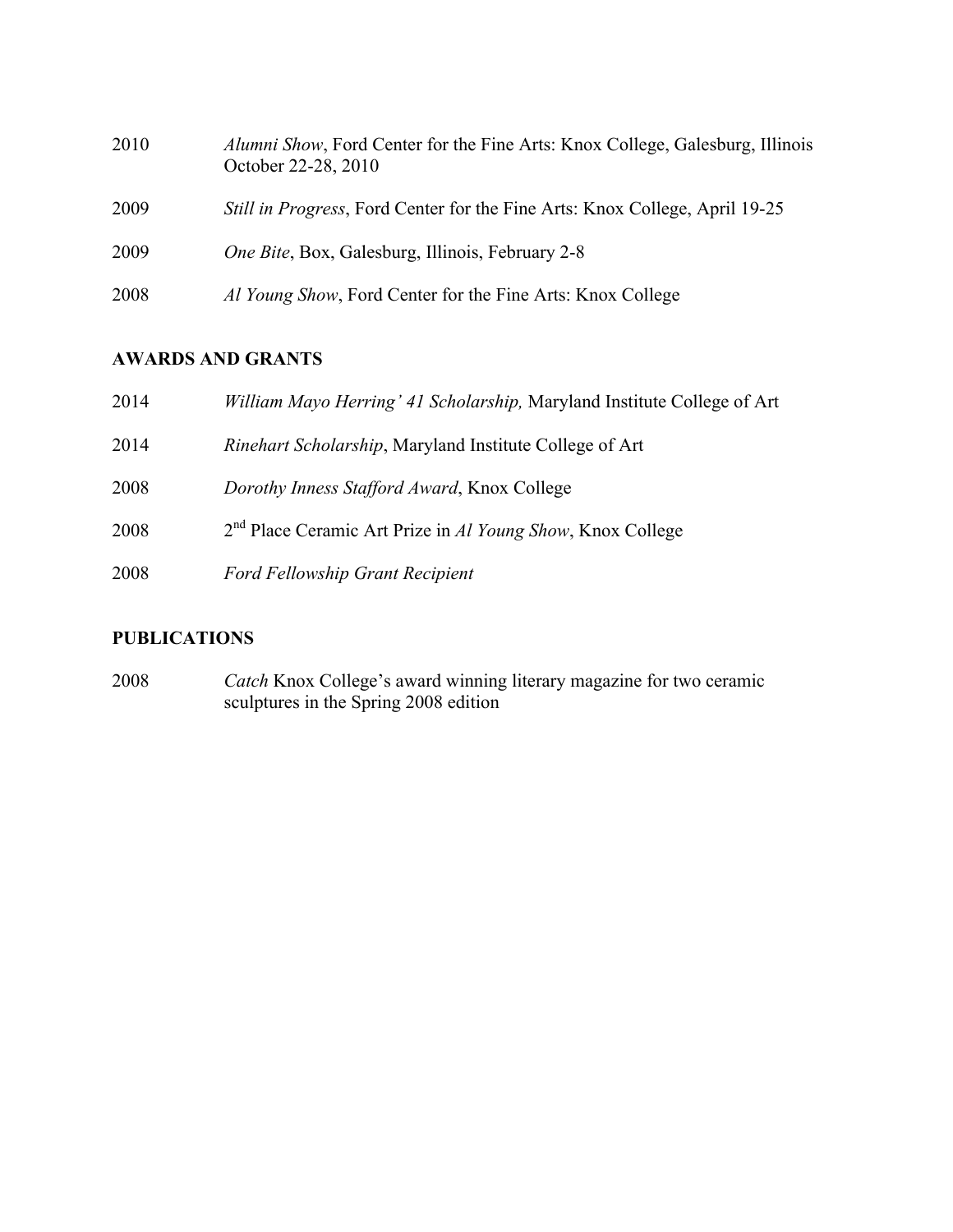2010 *Alumni Show*, Ford Center for the Fine Arts: Knox College, Galesburg, Illinois October 22-28, 2010

2009 *Still in Progress*, Ford Center for the Fine Arts: Knox College, April 19-25

2009 *One Bite*, Box, Galesburg, Illinois, February 2-8

2008 *Al Young Show*, Ford Center for the Fine Arts: Knox College

## AWARDS AND GRANTS

2014 *William Mayo Herring' 41 Scholarship,* Maryland Institute College of Art

2014 *Rinehart Scholarship*, Maryland Institute College of Art

2008 *Dorothy Inness Stafford Award*, Knox College

2008 2nd Place Ceramic Art Prize in *Al Young Show*, Knox College

2008 *Ford Fellowship Grant Recipient*

## PUBLICATIONS

2008 *Catch* Knox College's award winning literary magazine for two ceramic sculptures in the Spring 2008 edition